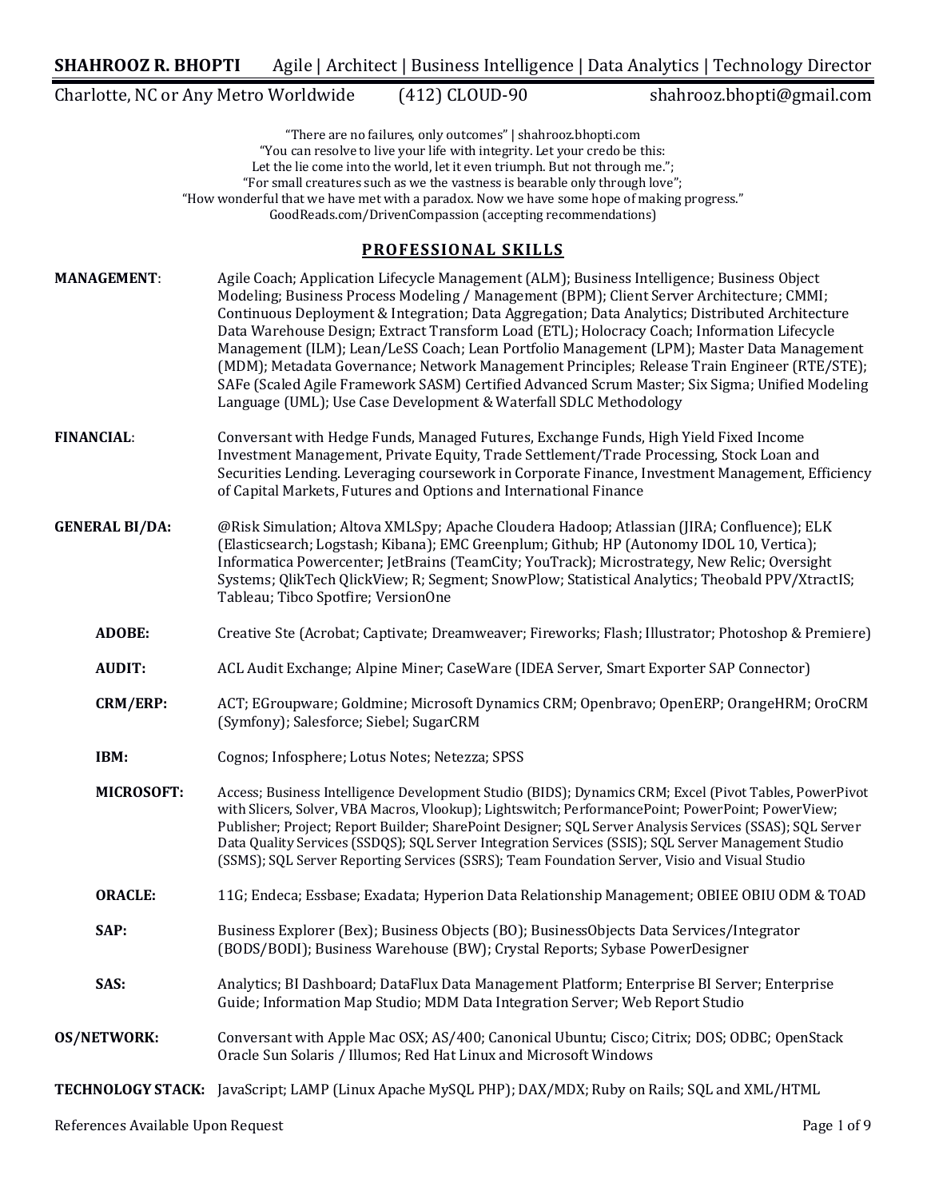**SHAHROOZ R. BHOPTI** Agile | Architect | Business Intelligence | Data Analytics | Technology Director

Charlotte, NC or Any Metro Worldwide (412) CLOUD-90 shahrooz.bhopti@gmail.com

"There are no failures, only outcomes" | shahrooz.bhopti.com
"You can resolve to live your life with integrity. Let your credo be this:
Let the lie come into the world, let it even triumph. But not through me.";
"For small creatures such as we the vastness is bearable only through love";
"How wonderful that we have met with a paradox. Now we have some hope of making progress."
GoodReads.com/DrivenCompassion (accepting recommendations)

## PROFESSIONAL SKILLS

**MANAGEMENT**: Agile Coach; Application Lifecycle Management (ALM); Business Intelligence; Business Object Modeling; Business Process Modeling / Management (BPM); Client Server Architecture; CMMI; Continuous Deployment & Integration; Data Aggregation; Data Analytics; Distributed Architecture Data Warehouse Design; Extract Transform Load (ETL); Holocracy Coach; Information Lifecycle Management (ILM); Lean/LeSS Coach; Lean Portfolio Management (LPM); Master Data Management (MDM); Metadata Governance; Network Management Principles; Release Train Engineer (RTE/STE); SAFe (Scaled Agile Framework SASM) Certified Advanced Scrum Master; Six Sigma; Unified Modeling Language (UML); Use Case Development & Waterfall SDLC Methodology

**FINANCIAL**: Conversant with Hedge Funds, Managed Futures, Exchange Funds, High Yield Fixed Income Investment Management, Private Equity, Trade Settlement/Trade Processing, Stock Loan and Securities Lending. Leveraging coursework in Corporate Finance, Investment Management, Efficiency of Capital Markets, Futures and Options and International Finance

**GENERAL BI/DA:** @Risk Simulation; Altova XMLSpy; Apache Cloudera Hadoop; Atlassian (JIRA; Confluence); ELK (Elasticsearch; Logstash; Kibana); EMC Greenplum; Github; HP (Autonomy IDOL 10, Vertica); Informatica Powercenter; JetBrains (TeamCity; YouTrack); Microstrategy, New Relic; Oversight Systems; QlikTech QlickView; R; Segment; SnowPlow; Statistical Analytics; Theobald PPV/XtractIS; Tableau; Tibco Spotfire; VersionOne

- **ADOBE:** Creative Ste (Acrobat; Captivate; Dreamweaver; Fireworks; Flash; Illustrator; Photoshop & Premiere)
- **AUDIT:** ACL Audit Exchange; Alpine Miner; CaseWare (IDEA Server, Smart Exporter SAP Connector)
- **CRM/ERP:** ACT; EGroupware; Goldmine; Microsoft Dynamics CRM; Openbravo; OpenERP; OrangeHRM; OroCRM (Symfony); Salesforce; Siebel; SugarCRM
- **IBM:** Cognos; Infosphere; Lotus Notes; Netezza; SPSS
- **MICROSOFT:** Access; Business Intelligence Development Studio (BIDS); Dynamics CRM; Excel (Pivot Tables, PowerPivot with Slicers, Solver, VBA Macros, Vlookup); Lightswitch; PerformancePoint; PowerPoint; PowerView; Publisher; Project; Report Builder; SharePoint Designer; SQL Server Analysis Services (SSAS); SQL Server Data Quality Services (SSDQS); SQL Server Integration Services (SSIS); SQL Server Management Studio (SSMS); SQL Server Reporting Services (SSRS); Team Foundation Server, Visio and Visual Studio
- **ORACLE:** 11G; Endeca; Essbase; Exadata; Hyperion Data Relationship Management; OBIEE OBIU ODM & TOAD
- **SAP:** Business Explorer (Bex); Business Objects (BO); BusinessObjects Data Services/Integrator (BODS/BODI); Business Warehouse (BW); Crystal Reports; Sybase PowerDesigner
- **SAS:** Analytics; BI Dashboard; DataFlux Data Management Platform; Enterprise BI Server; Enterprise Guide; Information Map Studio; MDM Data Integration Server; Web Report Studio

**OS/NETWORK:** Conversant with Apple Mac OSX; AS/400; Canonical Ubuntu; Cisco; Citrix; DOS; ODBC; OpenStack Oracle Sun Solaris / Illumos; Red Hat Linux and Microsoft Windows

**TECHNOLOGY STACK:** JavaScript; LAMP (Linux Apache MySQL PHP); DAX/MDX; Ruby on Rails; SQL and XML/HTML

References Available Upon Request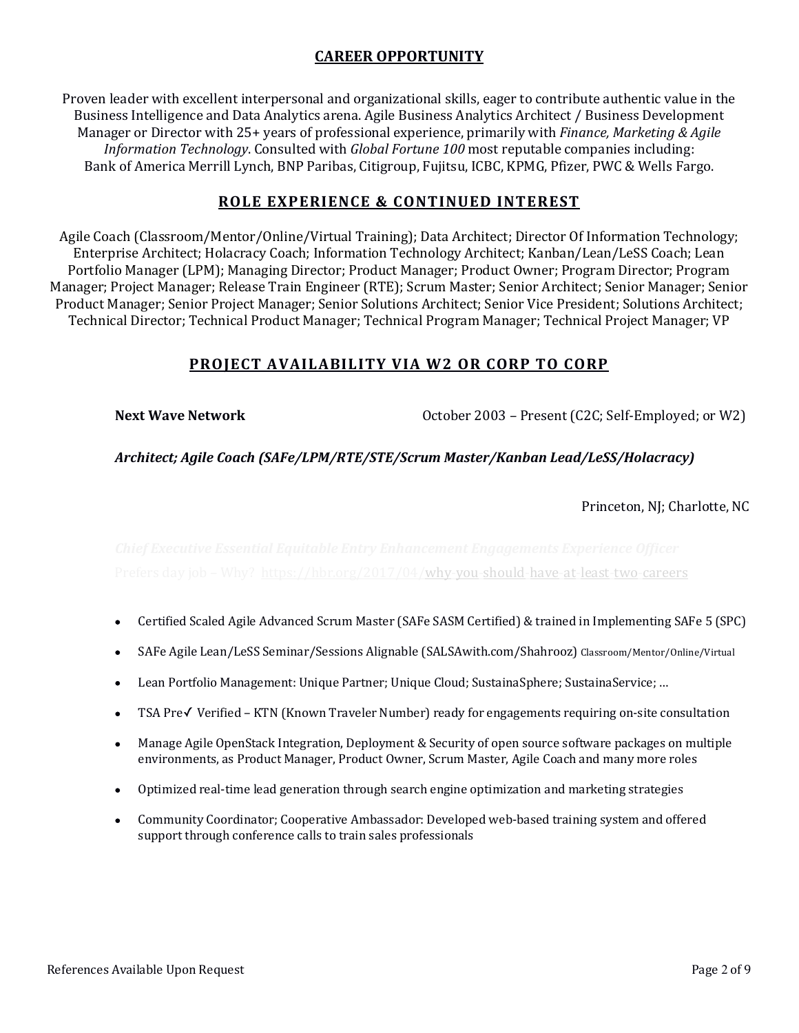## CAREER OPPORTUNITY

Proven leader with excellent interpersonal and organizational skills, eager to contribute authentic value in the Business Intelligence and Data Analytics arena. Agile Business Analytics Architect / Business Development Manager or Director with 25+ years of professional experience, primarily with *Finance, Marketing & Agile Information Technology*. Consulted with *Global Fortune 100* most reputable companies including: Bank of America Merrill Lynch, BNP Paribas, Citigroup, Fujitsu, ICBC, KPMG, Pfizer, PWC & Wells Fargo.

## ROLE EXPERIENCE & CONTINUED INTEREST

Agile Coach (Classroom/Mentor/Online/Virtual Training); Data Architect; Director Of Information Technology; Enterprise Architect; Holacracy Coach; Information Technology Architect; Kanban/Lean/LeSS Coach; Lean Portfolio Manager (LPM); Managing Director; Product Manager; Product Owner; Program Director; Program Manager; Project Manager; Release Train Engineer (RTE); Scrum Master; Senior Architect; Senior Manager; Senior Product Manager; Senior Project Manager; Senior Solutions Architect; Senior Vice President; Solutions Architect; Technical Director; Technical Product Manager; Technical Program Manager; Technical Project Manager; VP

## PROJECT AVAILABILITY VIA W2 OR CORP TO CORP

**Next Wave Network** — October 2003 – Present (C2C; Self-Employed; or W2)

***Architect; Agile Coach (SAFe/LPM/RTE/STE/Scrum Master/Kanban Lead/LeSS/Holacracy)***

Princeton, NJ; Charlotte, NC

*Chief Executive Essential Equitable Entry Enhancement Engagements Experience Officer*

Prefers day job – Why? https://hbr.org/2017/04/why-you-should-have-at-least-two-careers

- Certified Scaled Agile Advanced Scrum Master (SAFe SASM Certified) & trained in Implementing SAFe 5 (SPC)
- SAFe Agile Lean/LeSS Seminar/Sessions Alignable (SALSAwith.com/Shahrooz) Classroom/Mentor/Online/Virtual
- Lean Portfolio Management: Unique Partner; Unique Cloud; SustainaSphere; SustainaService; …
- TSA Pre✓ Verified – KTN (Known Traveler Number) ready for engagements requiring on-site consultation
- Manage Agile OpenStack Integration, Deployment & Security of open source software packages on multiple environments, as Product Manager, Product Owner, Scrum Master, Agile Coach and many more roles
- Optimized real-time lead generation through search engine optimization and marketing strategies
- Community Coordinator; Cooperative Ambassador: Developed web-based training system and offered support through conference calls to train sales professionals

References Available Upon Request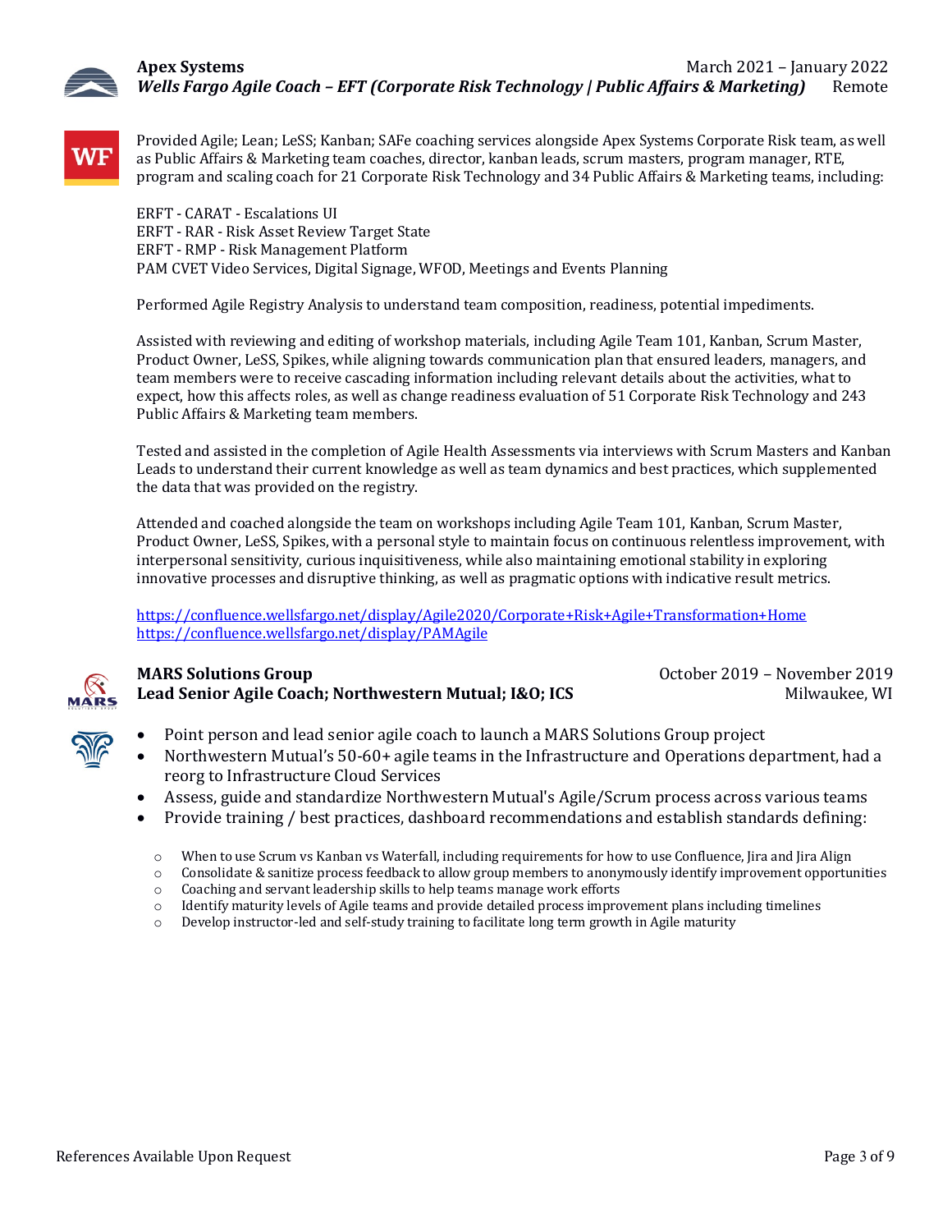**Apex Systems** March 2021 – January 2022

***Wells Fargo Agile Coach – EFT (Corporate Risk Technology | Public Affairs & Marketing)*** Remote

Provided Agile; Lean; LeSS; Kanban; SAFe coaching services alongside Apex Systems Corporate Risk team, as well as Public Affairs & Marketing team coaches, director, kanban leads, scrum masters, program manager, RTE, program and scaling coach for 21 Corporate Risk Technology and 34 Public Affairs & Marketing teams, including:

ERFT - CARAT - Escalations UI
ERFT - RAR - Risk Asset Review Target State
ERFT - RMP - Risk Management Platform
PAM CVET Video Services, Digital Signage, WFOD, Meetings and Events Planning

Performed Agile Registry Analysis to understand team composition, readiness, potential impediments.

Assisted with reviewing and editing of workshop materials, including Agile Team 101, Kanban, Scrum Master, Product Owner, LeSS, Spikes, while aligning towards communication plan that ensured leaders, managers, and team members were to receive cascading information including relevant details about the activities, what to expect, how this affects roles, as well as change readiness evaluation of 51 Corporate Risk Technology and 243 Public Affairs & Marketing team members.

Tested and assisted in the completion of Agile Health Assessments via interviews with Scrum Masters and Kanban Leads to understand their current knowledge as well as team dynamics and best practices, which supplemented the data that was provided on the registry.

Attended and coached alongside the team on workshops including Agile Team 101, Kanban, Scrum Master, Product Owner, LeSS, Spikes, with a personal style to maintain focus on continuous relentless improvement, with interpersonal sensitivity, curious inquisitiveness, while also maintaining emotional stability in exploring innovative processes and disruptive thinking, as well as pragmatic options with indicative result metrics.

https://confluence.wellsfargo.net/display/Agile2020/Corporate+Risk+Agile+Transformation+Home
https://confluence.wellsfargo.net/display/PAMAgile

**MARS Solutions Group** October 2019 – November 2019

**Lead Senior Agile Coach; Northwestern Mutual; I&O; ICS** Milwaukee, WI

- Point person and lead senior agile coach to launch a MARS Solutions Group project
- Northwestern Mutual's 50-60+ agile teams in the Infrastructure and Operations department, had a reorg to Infrastructure Cloud Services
- Assess, guide and standardize Northwestern Mutual's Agile/Scrum process across various teams
- Provide training / best practices, dashboard recommendations and establish standards defining:
    - When to use Scrum vs Kanban vs Waterfall, including requirements for how to use Confluence, Jira and Jira Align
    - Consolidate & sanitize process feedback to allow group members to anonymously identify improvement opportunities
    - Coaching and servant leadership skills to help teams manage work efforts
    - Identify maturity levels of Agile teams and provide detailed process improvement plans including timelines
    - Develop instructor-led and self-study training to facilitate long term growth in Agile maturity

References Available Upon Request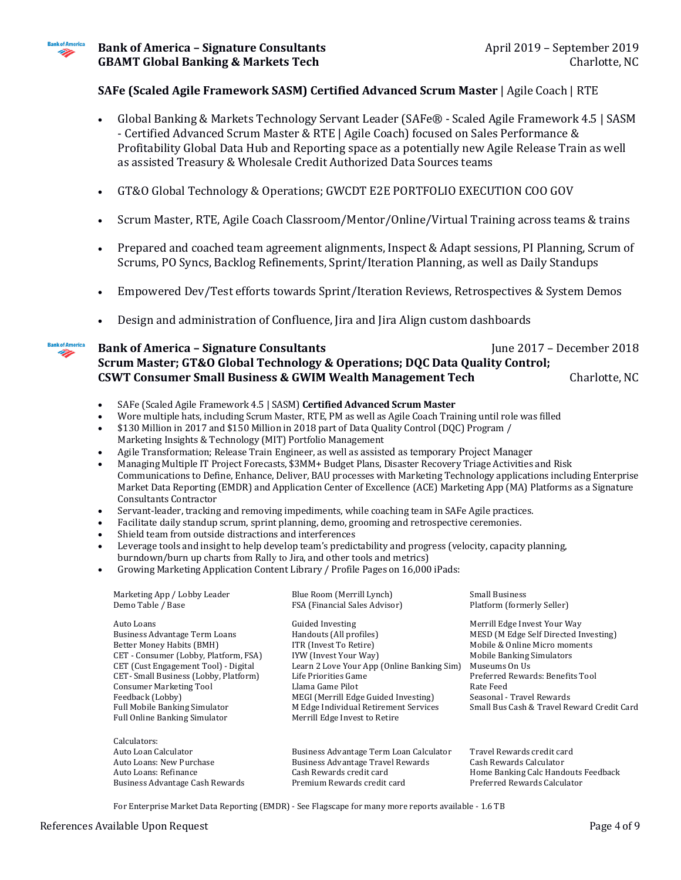**Bank of America – Signature Consultants** April 2019 – September 2019
**GBAMT Global Banking & Markets Tech** Charlotte, NC

**SAFe (Scaled Agile Framework SASM) Certified Advanced Scrum Master** | Agile Coach | RTE

- Global Banking & Markets Technology Servant Leader (SAFe® - Scaled Agile Framework 4.5 | SASM - Certified Advanced Scrum Master & RTE | Agile Coach) focused on Sales Performance & Profitability Global Data Hub and Reporting space as a potentially new Agile Release Train as well as assisted Treasury & Wholesale Credit Authorized Data Sources teams
- GT&O Global Technology & Operations; GWCDT E2E PORTFOLIO EXECUTION COO GOV
- Scrum Master, RTE, Agile Coach Classroom/Mentor/Online/Virtual Training across teams & trains
- Prepared and coached team agreement alignments, Inspect & Adapt sessions, PI Planning, Scrum of Scrums, PO Syncs, Backlog Refinements, Sprint/Iteration Planning, as well as Daily Standups
- Empowered Dev/Test efforts towards Sprint/Iteration Reviews, Retrospectives & System Demos
- Design and administration of Confluence, Jira and Jira Align custom dashboards

**Bank of America – Signature Consultants** June 2017 – December 2018
**Scrum Master; GT&O Global Technology & Operations; DQC Data Quality Control; CSWT Consumer Small Business & GWIM Wealth Management Tech** Charlotte, NC

- SAFe (Scaled Agile Framework 4.5 | SASM) **Certified Advanced Scrum Master**
- Wore multiple hats, including Scrum Master, RTE, PM as well as Agile Coach Training until role was filled
- $130 Million in 2017 and $150 Million in 2018 part of Data Quality Control (DQC) Program / Marketing Insights & Technology (MIT) Portfolio Management
- Agile Transformation; Release Train Engineer, as well as assisted as temporary Project Manager
- Managing Multiple IT Project Forecasts, $3MM+ Budget Plans, Disaster Recovery Triage Activities and Risk Communications to Define, Enhance, Deliver, BAU processes with Marketing Technology applications including Enterprise Market Data Reporting (EMDR) and Application Center of Excellence (ACE) Marketing App (MA) Platforms as a Signature Consultants Contractor
- Servant-leader, tracking and removing impediments, while coaching team in SAFe Agile practices.
- Facilitate daily standup scrum, sprint planning, demo, grooming and retrospective ceremonies.
- Shield team from outside distractions and interferences
- Leverage tools and insight to help develop team's predictability and progress (velocity, capacity planning, burndown/burn up charts from Rally to Jira, and other tools and metrics)
- Growing Marketing Application Content Library / Profile Pages on 16,000 iPads:

| | | |
|---|---|---|
| Marketing App / Lobby Leader | Blue Room (Merrill Lynch) | Small Business |
| Demo Table / Base | FSA (Financial Sales Advisor) | Platform (formerly Seller) |
| | | |
| Auto Loans | Guided Investing | Merrill Edge Invest Your Way |
| Business Advantage Term Loans | Handouts (All profiles) | MESD (M Edge Self Directed Investing) |
| Better Money Habits (BMH) | ITR (Invest To Retire) | Mobile & Online Micro moments |
| CET - Consumer (Lobby, Platform, FSA) | IYW (Invest Your Way) | Mobile Banking Simulators |
| CET (Cust Engagement Tool) - Digital | Learn 2 Love Your App (Online Banking Sim) | Museums On Us |
| CET - Small Business (Lobby, Platform) | Life Priorities Game | Preferred Rewards: Benefits Tool |
| Consumer Marketing Tool | Llama Game Pilot | Rate Feed |
| Feedback (Lobby) | MEGI (Merrill Edge Guided Investing) | Seasonal - Travel Rewards |
| Full Mobile Banking Simulator | M Edge Individual Retirement Services | Small Bus Cash & Travel Reward Credit Card |
| Full Online Banking Simulator | Merrill Edge Invest to Retire | |
| | | |
| Calculators: | | |
| Auto Loan Calculator | Business Advantage Term Loan Calculator | Travel Rewards credit card |
| Auto Loans: New Purchase | Business Advantage Travel Rewards | Cash Rewards Calculator |
| Auto Loans: Refinance | Cash Rewards credit card | Home Banking Calc Handouts Feedback |
| Business Advantage Cash Rewards | Premium Rewards credit card | Preferred Rewards Calculator |

For Enterprise Market Data Reporting (EMDR) - See Flagscape for many more reports available - 1.6 TB

References Available Upon Request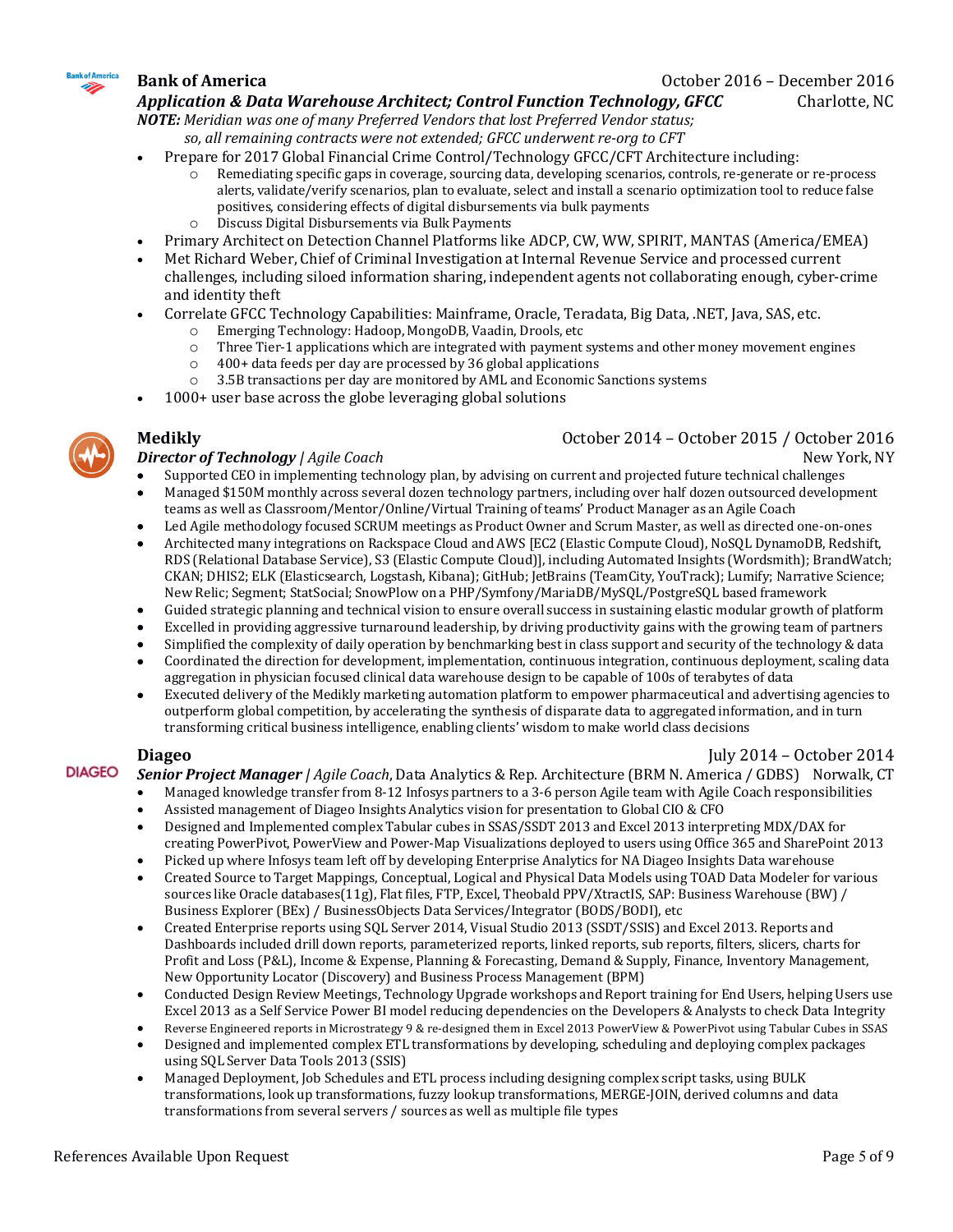### **Bank of America** — October 2016 – December 2016

***Application & Data Warehouse Architect; Control Function Technology, GFCC*** — Charlotte, NC

***NOTE:*** *Meridian was one of many Preferred Vendors that lost Preferred Vendor status; so, all remaining contracts were not extended; GFCC underwent re-org to CFT*

- Prepare for 2017 Global Financial Crime Control/Technology GFCC/CFT Architecture including:
  - Remediating specific gaps in coverage, sourcing data, developing scenarios, controls, re-generate or re-process alerts, validate/verify scenarios, plan to evaluate, select and install a scenario optimization tool to reduce false positives, considering effects of digital disbursements via bulk payments
  - Discuss Digital Disbursements via Bulk Payments
- Primary Architect on Detection Channel Platforms like ADCP, CW, WW, SPIRIT, MANTAS (America/EMEA)
- Met Richard Weber, Chief of Criminal Investigation at Internal Revenue Service and processed current challenges, including siloed information sharing, independent agents not collaborating enough, cyber-crime and identity theft
- Correlate GFCC Technology Capabilities: Mainframe, Oracle, Teradata, Big Data, .NET, Java, SAS, etc.
  - Emerging Technology: Hadoop, MongoDB, Vaadin, Drools, etc
  - Three Tier-1 applications which are integrated with payment systems and other money movement engines
  - 400+ data feeds per day are processed by 36 global applications
  - 3.5B transactions per day are monitored by AML and Economic Sanctions systems
- 1000+ user base across the globe leveraging global solutions

### **Medikly** — October 2014 – October 2015 / October 2016

***Director of Technology** | Agile Coach* — New York, NY

- Supported CEO in implementing technology plan, by advising on current and projected future technical challenges
- Managed $150M monthly across several dozen technology partners, including over half dozen outsourced development teams as well as Classroom/Mentor/Online/Virtual Training of teams' Product Manager as an Agile Coach
- Led Agile methodology focused SCRUM meetings as Product Owner and Scrum Master, as well as directed one-on-ones
- Architected many integrations on Rackspace Cloud and AWS [EC2 (Elastic Compute Cloud), NoSQL DynamoDB, Redshift, RDS (Relational Database Service), S3 (Elastic Compute Cloud)], including Automated Insights (Wordsmith); BrandWatch; CKAN; DHIS2; ELK (Elasticsearch, Logstash, Kibana); GitHub; JetBrains (TeamCity, YouTrack); Lumify; Narrative Science; New Relic; Segment; StatSocial; SnowPlow on a PHP/Symfony/MariaDB/MySQL/PostgreSQL based framework
- Guided strategic planning and technical vision to ensure overall success in sustaining elastic modular growth of platform
- Excelled in providing aggressive turnaround leadership, by driving productivity gains with the growing team of partners
- Simplified the complexity of daily operation by benchmarking best in class support and security of the technology & data
- Coordinated the direction for development, implementation, continuous integration, continuous deployment, scaling data aggregation in physician focused clinical data warehouse design to be capable of 100s of terabytes of data
- Executed delivery of the Medikly marketing automation platform to empower pharmaceutical and advertising agencies to outperform global competition, by accelerating the synthesis of disparate data to aggregated information, and in turn transforming critical business intelligence, enabling clients' wisdom to make world class decisions

### **Diageo** — July 2014 – October 2014

***Senior Project Manager** | Agile Coach*, Data Analytics & Rep. Architecture (BRM N. America / GDBS) — Norwalk, CT

- Managed knowledge transfer from 8-12 Infosys partners to a 3-6 person Agile team with Agile Coach responsibilities
- Assisted management of Diageo Insights Analytics vision for presentation to Global CIO & CFO
- Designed and Implemented complex Tabular cubes in SSAS/SSDT 2013 and Excel 2013 interpreting MDX/DAX for creating PowerPivot, PowerView and Power-Map Visualizations deployed to users using Office 365 and SharePoint 2013
- Picked up where Infosys team left off by developing Enterprise Analytics for NA Diageo Insights Data warehouse
- Created Source to Target Mappings, Conceptual, Logical and Physical Data Models using TOAD Data Modeler for various sources like Oracle databases(11g), Flat files, FTP, Excel, Theobald PPV/XtractIS, SAP: Business Warehouse (BW) / Business Explorer (BEx) / BusinessObjects Data Services/Integrator (BODS/BODI), etc
- Created Enterprise reports using SQL Server 2014, Visual Studio 2013 (SSDT/SSIS) and Excel 2013. Reports and Dashboards included drill down reports, parameterized reports, linked reports, sub reports, filters, slicers, charts for Profit and Loss (P&L), Income & Expense, Planning & Forecasting, Demand & Supply, Finance, Inventory Management, New Opportunity Locator (Discovery) and Business Process Management (BPM)
- Conducted Design Review Meetings, Technology Upgrade workshops and Report training for End Users, helping Users use Excel 2013 as a Self Service Power BI model reducing dependencies on the Developers & Analysts to check Data Integrity
- Reverse Engineered reports in Microstrategy 9 & re-designed them in Excel 2013 PowerView & PowerPivot using Tabular Cubes in SSAS
- Designed and implemented complex ETL transformations by developing, scheduling and deploying complex packages using SQL Server Data Tools 2013 (SSIS)
- Managed Deployment, Job Schedules and ETL process including designing complex script tasks, using BULK transformations, look up transformations, fuzzy lookup transformations, MERGE-JOIN, derived columns and data transformations from several servers / sources as well as multiple file types

References Available Upon Request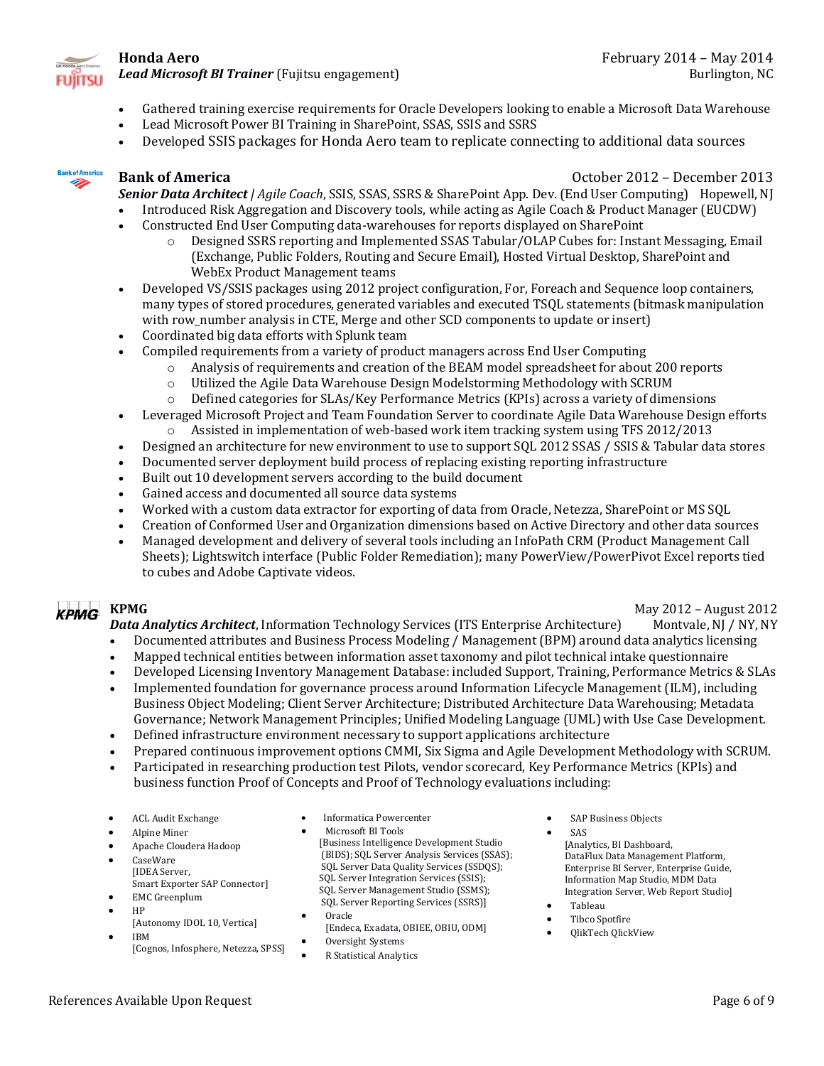**Honda Aero** — February 2014 – May 2014
***Lead Microsoft BI Trainer*** (Fujitsu engagement) — Burlington, NC

- Gathered training exercise requirements for Oracle Developers looking to enable a Microsoft Data Warehouse
- Lead Microsoft Power BI Training in SharePoint, SSAS, SSIS and SSRS
- Developed SSIS packages for Honda Aero team to replicate connecting to additional data sources

**Bank of America** — October 2012 – December 2013
***Senior Data Architect** | Agile Coach*, SSIS, SSAS, SSRS & SharePoint App. Dev. (End User Computing) — Hopewell, NJ

- Introduced Risk Aggregation and Discovery tools, while acting as Agile Coach & Product Manager (EUCDW)
- Constructed End User Computing data-warehouses for reports displayed on SharePoint
  - Designed SSRS reporting and Implemented SSAS Tabular/OLAP Cubes for: Instant Messaging, Email (Exchange, Public Folders, Routing and Secure Email), Hosted Virtual Desktop, SharePoint and WebEx Product Management teams
- Developed VS/SSIS packages using 2012 project configuration, For, Foreach and Sequence loop containers, many types of stored procedures, generated variables and executed TSQL statements (bitmask manipulation with row_number analysis in CTE, Merge and other SCD components to update or insert)
- Coordinated big data efforts with Splunk team
- Compiled requirements from a variety of product managers across End User Computing
  - Analysis of requirements and creation of the BEAM model spreadsheet for about 200 reports
  - Utilized the Agile Data Warehouse Design Modelstorming Methodology with SCRUM
  - Defined categories for SLAs/Key Performance Metrics (KPIs) across a variety of dimensions
- Leveraged Microsoft Project and Team Foundation Server to coordinate Agile Data Warehouse Design efforts
  - Assisted in implementation of web-based work item tracking system using TFS 2012/2013
- Designed an architecture for new environment to use to support SQL 2012 SSAS / SSIS & Tabular data stores
- Documented server deployment build process of replacing existing reporting infrastructure
- Built out 10 development servers according to the build document
- Gained access and documented all source data systems
- Worked with a custom data extractor for exporting of data from Oracle, Netezza, SharePoint or MS SQL
- Creation of Conformed User and Organization dimensions based on Active Directory and other data sources
- Managed development and delivery of several tools including an InfoPath CRM (Product Management Call Sheets); Lightswitch interface (Public Folder Remediation); many PowerView/PowerPivot Excel reports tied to cubes and Adobe Captivate videos.

**KPMG** — May 2012 – August 2012
***Data Analytics Architect***, Information Technology Services (ITS Enterprise Architecture) — Montvale, NJ / NY, NY

- Documented attributes and Business Process Modeling / Management (BPM) around data analytics licensing
- Mapped technical entities between information asset taxonomy and pilot technical intake questionnaire
- Developed Licensing Inventory Management Database: included Support, Training, Performance Metrics & SLAs
- Implemented foundation for governance process around Information Lifecycle Management (ILM), including Business Object Modeling; Client Server Architecture; Distributed Architecture Data Warehousing; Metadata Governance; Network Management Principles; Unified Modeling Language (UML) with Use Case Development.
- Defined infrastructure environment necessary to support applications architecture
- Prepared continuous improvement options CMMI, Six Sigma and Agile Development Methodology with SCRUM.
- Participated in researching production test Pilots, vendor scorecard, Key Performance Metrics (KPIs) and business function Proof of Concepts and Proof of Technology evaluations including:

- ACL Audit Exchange
- Alpine Miner
- Apache Cloudera Hadoop
- CaseWare
  [IDEA Server,
  Smart Exporter SAP Connector]
- EMC Greenplum
- HP
  [Autonomy IDOL 10, Vertica]
- IBM
  [Cognos, Infosphere, Netezza, SPSS]
- Informatica Powercenter
- Microsoft BI Tools
  [Business Intelligence Development Studio (BIDS); SQL Server Analysis Services (SSAS); SQL Server Data Quality Services (SSDQS); SQL Server Integration Services (SSIS); SQL Server Management Studio (SSMS); SQL Server Reporting Services (SSRS)]
- Oracle
  [Endeca, Exadata, OBIEE, OBIU, ODM]
- Oversight Systems
- R Statistical Analytics
- SAP Business Objects
- SAS
  [Analytics, BI Dashboard, DataFlux Data Management Platform, Enterprise BI Server, Enterprise Guide, Information Map Studio, MDM Data Integration Server, Web Report Studio]
- Tableau
- Tibco Spotfire
- QlikTech QlickView

References Available Upon Request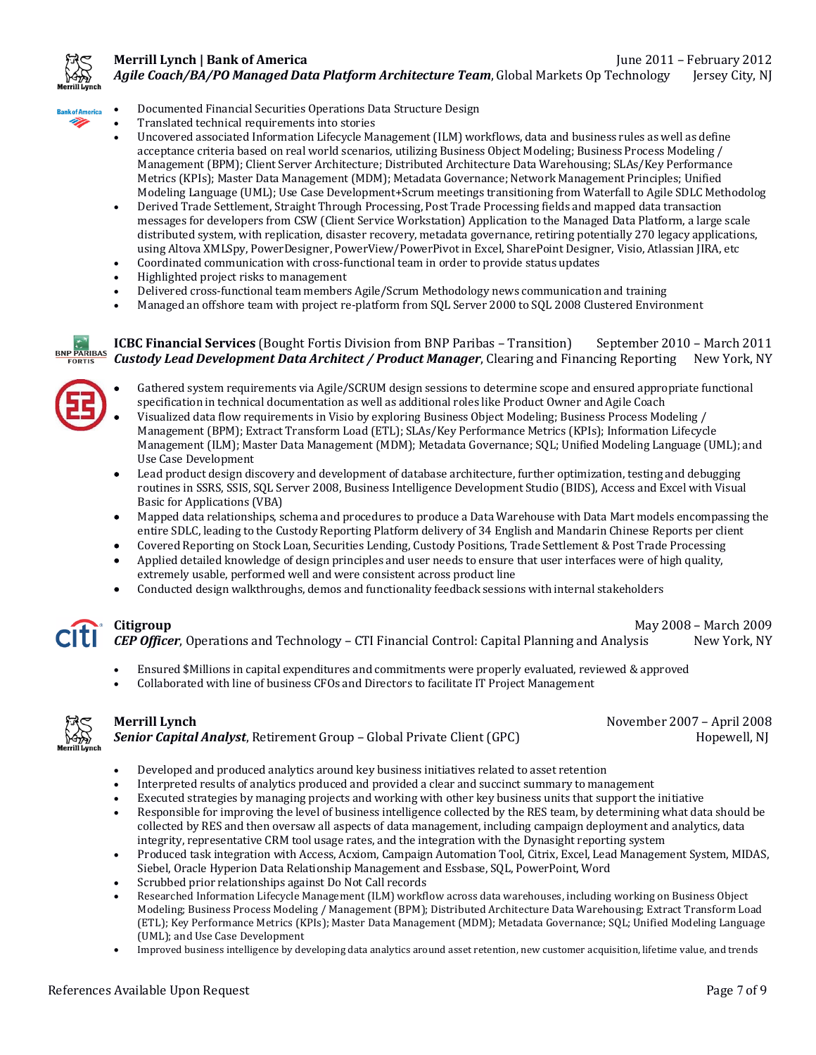**Merrill Lynch | Bank of America** June 2011 – February 2012
***Agile Coach/BA/PO Managed Data Platform Architecture Team***, Global Markets Op Technology Jersey City, NJ

- Documented Financial Securities Operations Data Structure Design
- Translated technical requirements into stories
- Uncovered associated Information Lifecycle Management (ILM) workflows, data and business rules as well as define acceptance criteria based on real world scenarios, utilizing Business Object Modeling; Business Process Modeling / Management (BPM); Client Server Architecture; Distributed Architecture Data Warehousing; SLAs/Key Performance Metrics (KPIs); Master Data Management (MDM); Metadata Governance; Network Management Principles; Unified Modeling Language (UML); Use Case Development+Scrum meetings transitioning from Waterfall to Agile SDLC Methodolog
- Derived Trade Settlement, Straight Through Processing, Post Trade Processing fields and mapped data transaction messages for developers from CSW (Client Service Workstation) Application to the Managed Data Platform, a large scale distributed system, with replication, disaster recovery, metadata governance, retiring potentially 270 legacy applications, using Altova XMLSpy, PowerDesigner, PowerView/PowerPivot in Excel, SharePoint Designer, Visio, Atlassian JIRA, etc
- Coordinated communication with cross-functional team in order to provide status updates
- Highlighted project risks to management
- Delivered cross-functional team members Agile/Scrum Methodology news communication and training
- Managed an offshore team with project re-platform from SQL Server 2000 to SQL 2008 Clustered Environment

**ICBC Financial Services** (Bought Fortis Division from BNP Paribas – Transition) September 2010 – March 2011
***Custody Lead Development Data Architect / Product Manager***, Clearing and Financing Reporting New York, NY

- Gathered system requirements via Agile/SCRUM design sessions to determine scope and ensured appropriate functional specification in technical documentation as well as additional roles like Product Owner and Agile Coach
- Visualized data flow requirements in Visio by exploring Business Object Modeling; Business Process Modeling / Management (BPM); Extract Transform Load (ETL); SLAs/Key Performance Metrics (KPIs); Information Lifecycle Management (ILM); Master Data Management (MDM); Metadata Governance; SQL; Unified Modeling Language (UML); and Use Case Development
- Lead product design discovery and development of database architecture, further optimization, testing and debugging routines in SSRS, SSIS, SQL Server 2008, Business Intelligence Development Studio (BIDS), Access and Excel with Visual Basic for Applications (VBA)
- Mapped data relationships, schema and procedures to produce a Data Warehouse with Data Mart models encompassing the entire SDLC, leading to the Custody Reporting Platform delivery of 34 English and Mandarin Chinese Reports per client
- Covered Reporting on Stock Loan, Securities Lending, Custody Positions, Trade Settlement & Post Trade Processing
- Applied detailed knowledge of design principles and user needs to ensure that user interfaces were of high quality, extremely usable, performed well and were consistent across product line
- Conducted design walkthroughs, demos and functionality feedback sessions with internal stakeholders

**Citigroup** May 2008 – March 2009
***CEP Officer***, Operations and Technology – CTI Financial Control: Capital Planning and Analysis New York, NY

- Ensured $Millions in capital expenditures and commitments were properly evaluated, reviewed & approved
- Collaborated with line of business CFOs and Directors to facilitate IT Project Management

**Merrill Lynch** November 2007 – April 2008
***Senior Capital Analyst***, Retirement Group – Global Private Client (GPC) Hopewell, NJ

- Developed and produced analytics around key business initiatives related to asset retention
- Interpreted results of analytics produced and provided a clear and succinct summary to management
- Executed strategies by managing projects and working with other key business units that support the initiative
- Responsible for improving the level of business intelligence collected by the RES team, by determining what data should be collected by RES and then oversaw all aspects of data management, including campaign deployment and analytics, data integrity, representative CRM tool usage rates, and the integration with the Dynasight reporting system
- Produced task integration with Access, Acxiom, Campaign Automation Tool, Citrix, Excel, Lead Management System, MIDAS, Siebel, Oracle Hyperion Data Relationship Management and Essbase, SQL, PowerPoint, Word
- Scrubbed prior relationships against Do Not Call records
- Researched Information Lifecycle Management (ILM) workflow across data warehouses, including working on Business Object Modeling; Business Process Modeling / Management (BPM); Distributed Architecture Data Warehousing; Extract Transform Load (ETL); Key Performance Metrics (KPIs); Master Data Management (MDM); Metadata Governance; SQL; Unified Modeling Language (UML); and Use Case Development
- Improved business intelligence by developing data analytics around asset retention, new customer acquisition, lifetime value, and trends

References Available Upon Request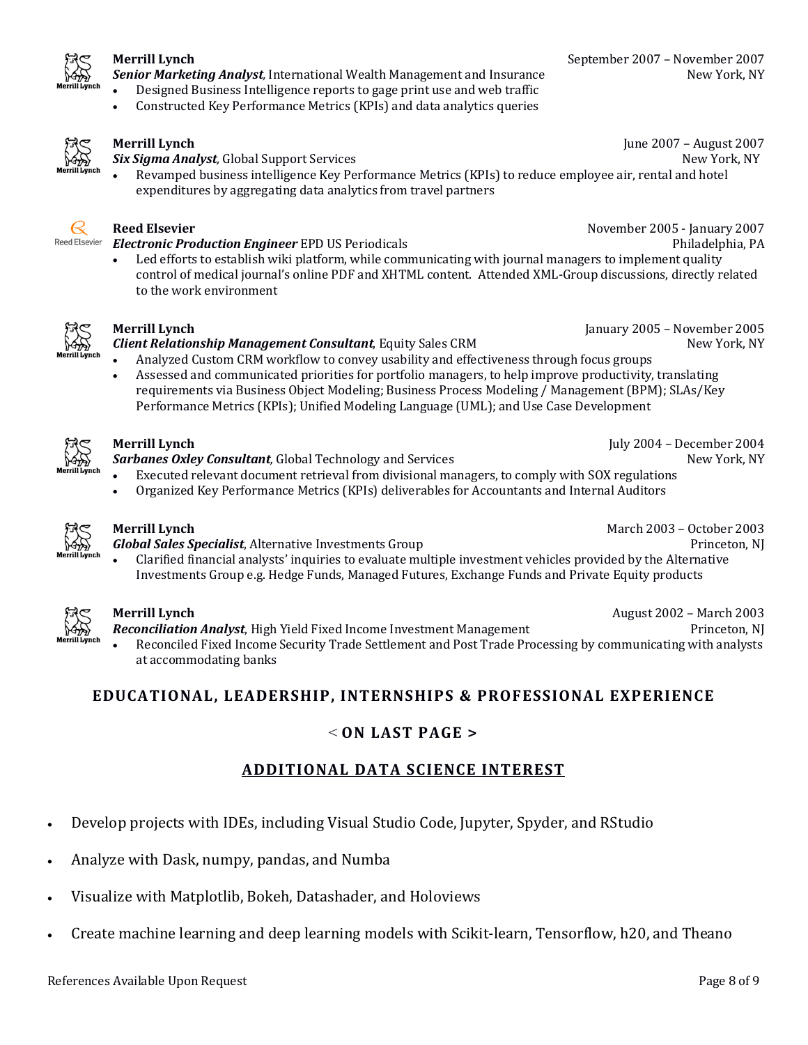**Merrill Lynch** September 2007 – November 2007
***Senior Marketing Analyst,*** International Wealth Management and Insurance New York, NY

- Designed Business Intelligence reports to gage print use and web traffic
- Constructed Key Performance Metrics (KPIs) and data analytics queries

**Merrill Lynch** June 2007 – August 2007
***Six Sigma Analyst,*** Global Support Services New York, NY

- Revamped business intelligence Key Performance Metrics (KPIs) to reduce employee air, rental and hotel expenditures by aggregating data analytics from travel partners

**Reed Elsevier** November 2005 - January 2007
***Electronic Production Engineer*** EPD US Periodicals Philadelphia, PA

- Led efforts to establish wiki platform, while communicating with journal managers to implement quality control of medical journal's online PDF and XHTML content. Attended XML-Group discussions, directly related to the work environment

**Merrill Lynch** January 2005 – November 2005
***Client Relationship Management Consultant***, Equity Sales CRM New York, NY

- Analyzed Custom CRM workflow to convey usability and effectiveness through focus groups
- Assessed and communicated priorities for portfolio managers, to help improve productivity, translating requirements via Business Object Modeling; Business Process Modeling / Management (BPM); SLAs/Key Performance Metrics (KPIs); Unified Modeling Language (UML); and Use Case Development

**Merrill Lynch** July 2004 – December 2004
***Sarbanes Oxley Consultant,*** Global Technology and Services New York, NY

- Executed relevant document retrieval from divisional managers, to comply with SOX regulations
- Organized Key Performance Metrics (KPIs) deliverables for Accountants and Internal Auditors

**Merrill Lynch** March 2003 – October 2003
***Global Sales Specialist***, Alternative Investments Group Princeton, NJ

- Clarified financial analysts' inquiries to evaluate multiple investment vehicles provided by the Alternative Investments Group e.g. Hedge Funds, Managed Futures, Exchange Funds and Private Equity products

**Merrill Lynch** August 2002 – March 2003
***Reconciliation Analyst***, High Yield Fixed Income Investment Management Princeton, NJ

- Reconciled Fixed Income Security Trade Settlement and Post Trade Processing by communicating with analysts at accommodating banks

## EDUCATIONAL, LEADERSHIP, INTERNSHIPS & PROFESSIONAL EXPERIENCE

### < ON LAST PAGE >

## ADDITIONAL DATA SCIENCE INTEREST

- Develop projects with IDEs, including Visual Studio Code, Jupyter, Spyder, and RStudio
- Analyze with Dask, numpy, pandas, and Numba
- Visualize with Matplotlib, Bokeh, Datashader, and Holoviews
- Create machine learning and deep learning models with Scikit-learn, Tensorflow, h20, and Theano

References Available Upon Request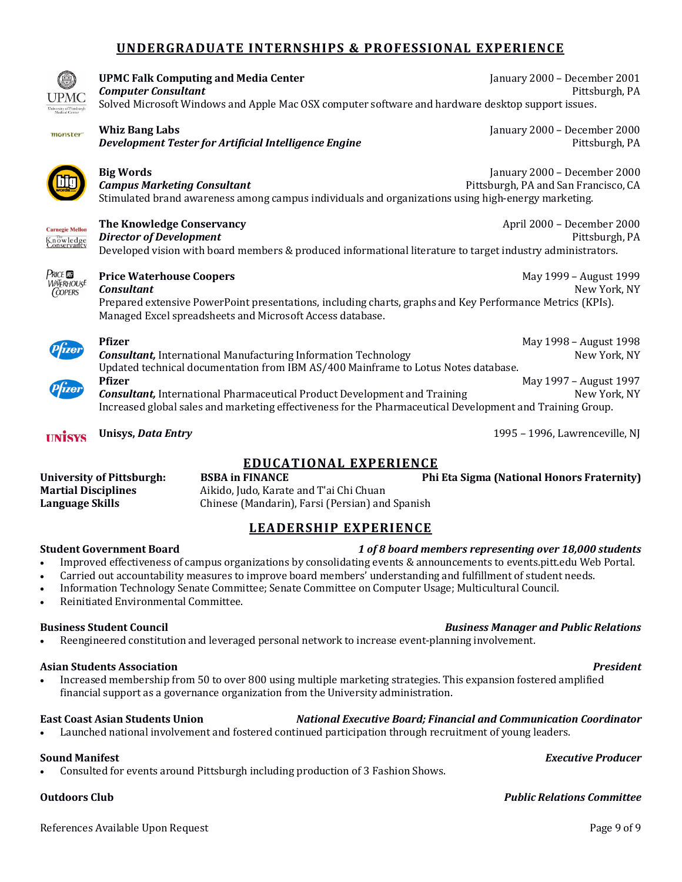## UNDERGRADUATE INTERNSHIPS & PROFESSIONAL EXPERIENCE

**UPMC Falk Computing and Media Center** — January 2000 – December 2001
***Computer Consultant*** — Pittsburgh, PA
Solved Microsoft Windows and Apple Mac OSX computer software and hardware desktop support issues.

**Whiz Bang Labs** — January 2000 – December 2000
***Development Tester for Artificial Intelligence Engine*** — Pittsburgh, PA

**Big Words** — January 2000 – December 2000
***Campus Marketing Consultant*** — Pittsburgh, PA and San Francisco, CA
Stimulated brand awareness among campus individuals and organizations using high-energy marketing.

**The Knowledge Conservancy** — April 2000 – December 2000
***Director of Development*** — Pittsburgh, PA
Developed vision with board members & produced informational literature to target industry administrators.

**Price Waterhouse Coopers** — May 1999 – August 1999
***Consultant*** — New York, NY
Prepared extensive PowerPoint presentations, including charts, graphs and Key Performance Metrics (KPIs). Managed Excel spreadsheets and Microsoft Access database.

**Pfizer** — May 1998 – August 1998
***Consultant,*** International Manufacturing Information Technology — New York, NY
Updated technical documentation from IBM AS/400 Mainframe to Lotus Notes database.

**Pfizer** — May 1997 – August 1997
***Consultant,*** International Pharmaceutical Product Development and Training — New York, NY
Increased global sales and marketing effectiveness for the Pharmaceutical Development and Training Group.

**Unisys, *Data Entry*** — 1995 – 1996, Lawrenceville, NJ

## EDUCATIONAL EXPERIENCE

**University of Pittsburgh:** **BSBA in FINANCE** **Phi Eta Sigma (National Honors Fraternity)**
**Martial Disciplines** Aikido, Judo, Karate and T'ai Chi Chuan
**Language Skills** Chinese (Mandarin), Farsi (Persian) and Spanish

## LEADERSHIP EXPERIENCE

**Student Government Board** — ***1 of 8 board members representing over 18,000 students***

- Improved effectiveness of campus organizations by consolidating events & announcements to events.pitt.edu Web Portal.
- Carried out accountability measures to improve board members' understanding and fulfillment of student needs.
- Information Technology Senate Committee; Senate Committee on Computer Usage; Multicultural Council.
- Reinitiated Environmental Committee.

**Business Student Council** — ***Business Manager and Public Relations***

- Reengineered constitution and leveraged personal network to increase event-planning involvement.

**Asian Students Association** — ***President***

- Increased membership from 50 to over 800 using multiple marketing strategies. This expansion fostered amplified financial support as a governance organization from the University administration.

**East Coast Asian Students Union** — ***National Executive Board; Financial and Communication Coordinator***

- Launched national involvement and fostered continued participation through recruitment of young leaders.

**Sound Manifest** — ***Executive Producer***

- Consulted for events around Pittsburgh including production of 3 Fashion Shows.

**Outdoors Club** — ***Public Relations Committee***

References Available Upon Request